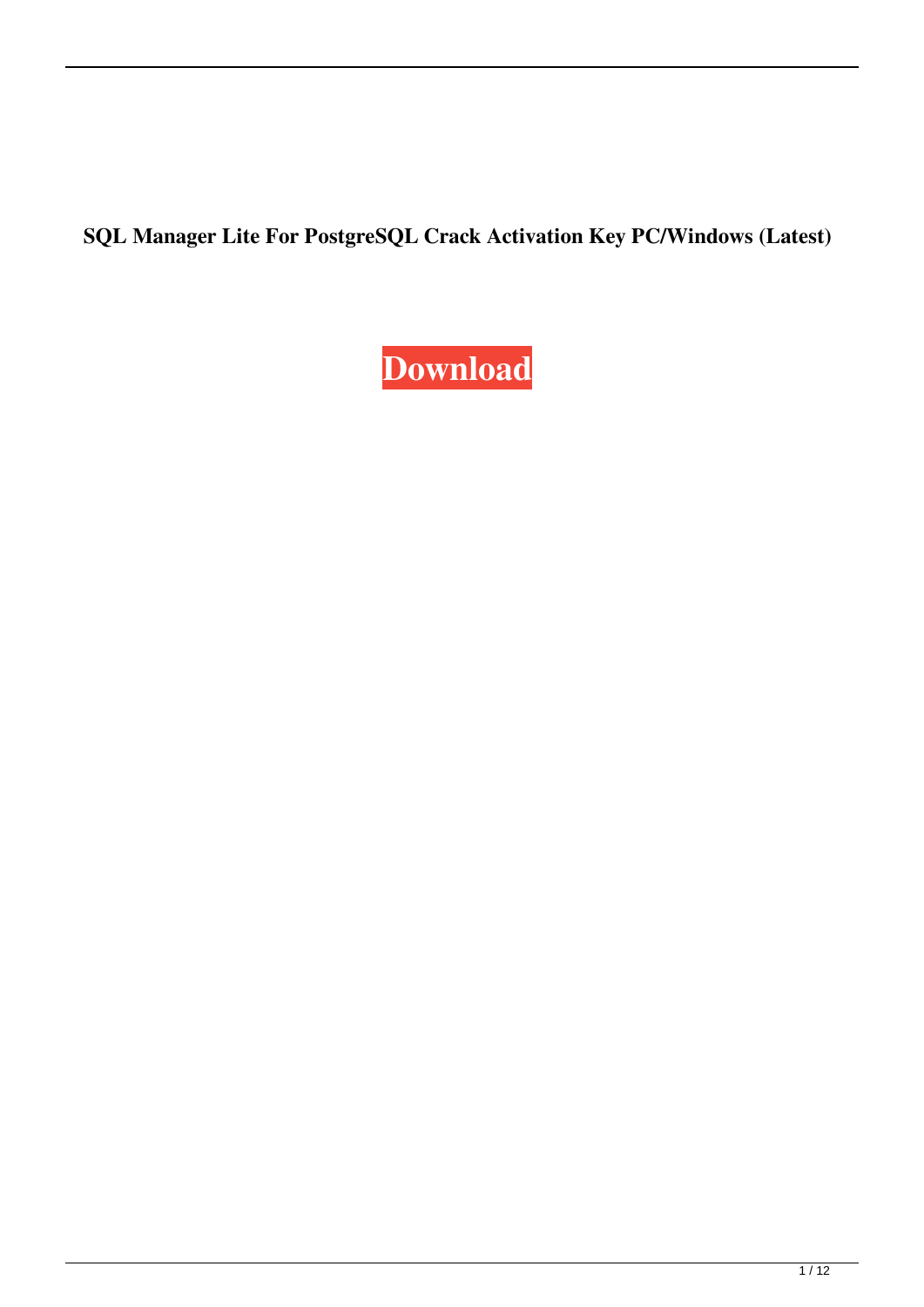**SQL Manager Lite For PostgreSQL Crack Activation Key PC/Windows (Latest)**

**Download**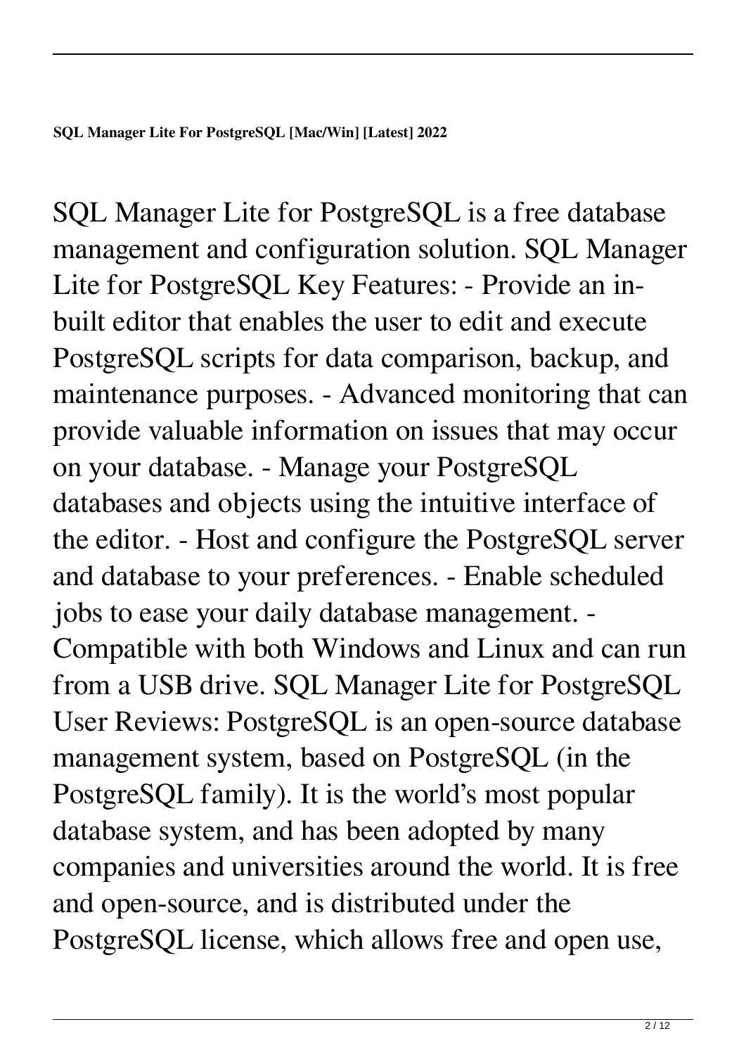**SQL Manager Lite For PostgreSQL [Mac/Win] [Latest] 2022**

SQL Manager Lite for PostgreSQL is a free database management and configuration solution. SQL Manager Lite for PostgreSQL Key Features: - Provide an in-built editor that enables the user to edit and execute PostgreSQL scripts for data comparison, backup, and maintenance purposes. - Advanced monitoring that can provide valuable information on issues that may occur on your database. - Manage your PostgreSQL databases and objects using the intuitive interface of the editor. - Host and configure the PostgreSQL server and database to your preferences. - Enable scheduled jobs to ease your daily database management. - Compatible with both Windows and Linux and can run from a USB drive. SQL Manager Lite for PostgreSQL User Reviews: PostgreSQL is an open-source database management system, based on PostgreSQL (in the PostgreSQL family). It is the world's most popular database system, and has been adopted by many companies and universities around the world. It is free and open-source, and is distributed under the PostgreSQL license, which allows free and open use,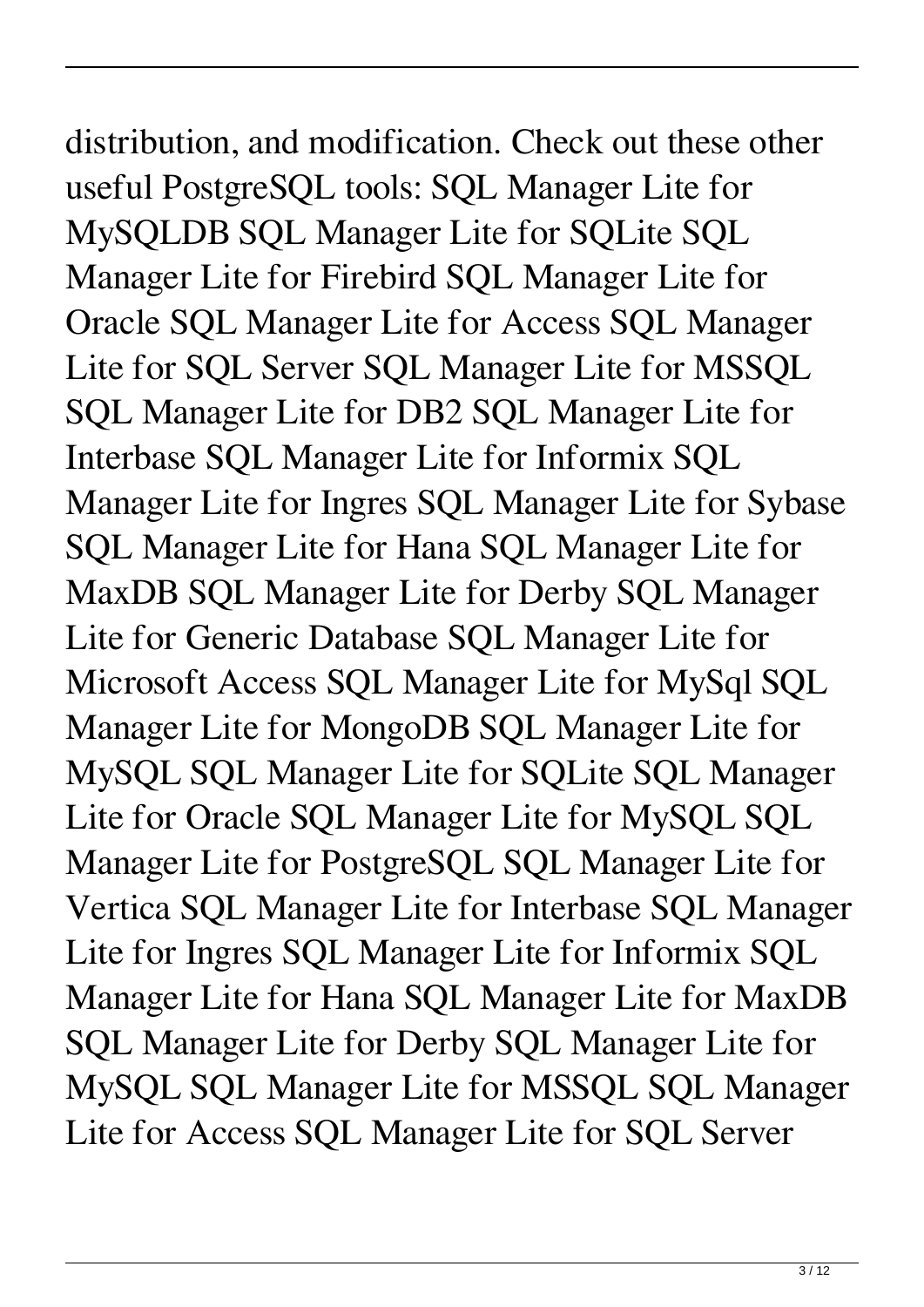distribution, and modification. Check out these other useful PostgreSQL tools: SQL Manager Lite for MySQLDB SQL Manager Lite for SQLite SQL Manager Lite for Firebird SQL Manager Lite for Oracle SQL Manager Lite for Access SQL Manager Lite for SQL Server SQL Manager Lite for MSSQL SQL Manager Lite for DB2 SQL Manager Lite for Interbase SQL Manager Lite for Informix SQL Manager Lite for Ingres SQL Manager Lite for Sybase SQL Manager Lite for Hana SQL Manager Lite for MaxDB SQL Manager Lite for Derby SQL Manager Lite for Generic Database SQL Manager Lite for Microsoft Access SQL Manager Lite for MySql SQL Manager Lite for MongoDB SQL Manager Lite for MySQL SQL Manager Lite for SQLite SQL Manager Lite for Oracle SQL Manager Lite for MySQL SQL Manager Lite for PostgreSQL SQL Manager Lite for Vertica SQL Manager Lite for Interbase SQL Manager Lite for Ingres SQL Manager Lite for Informix SQL Manager Lite for Hana SQL Manager Lite for MaxDB SQL Manager Lite for Derby SQL Manager Lite for MySQL SQL Manager Lite for MSSQL SQL Manager Lite for Access SQL Manager Lite for SQL Server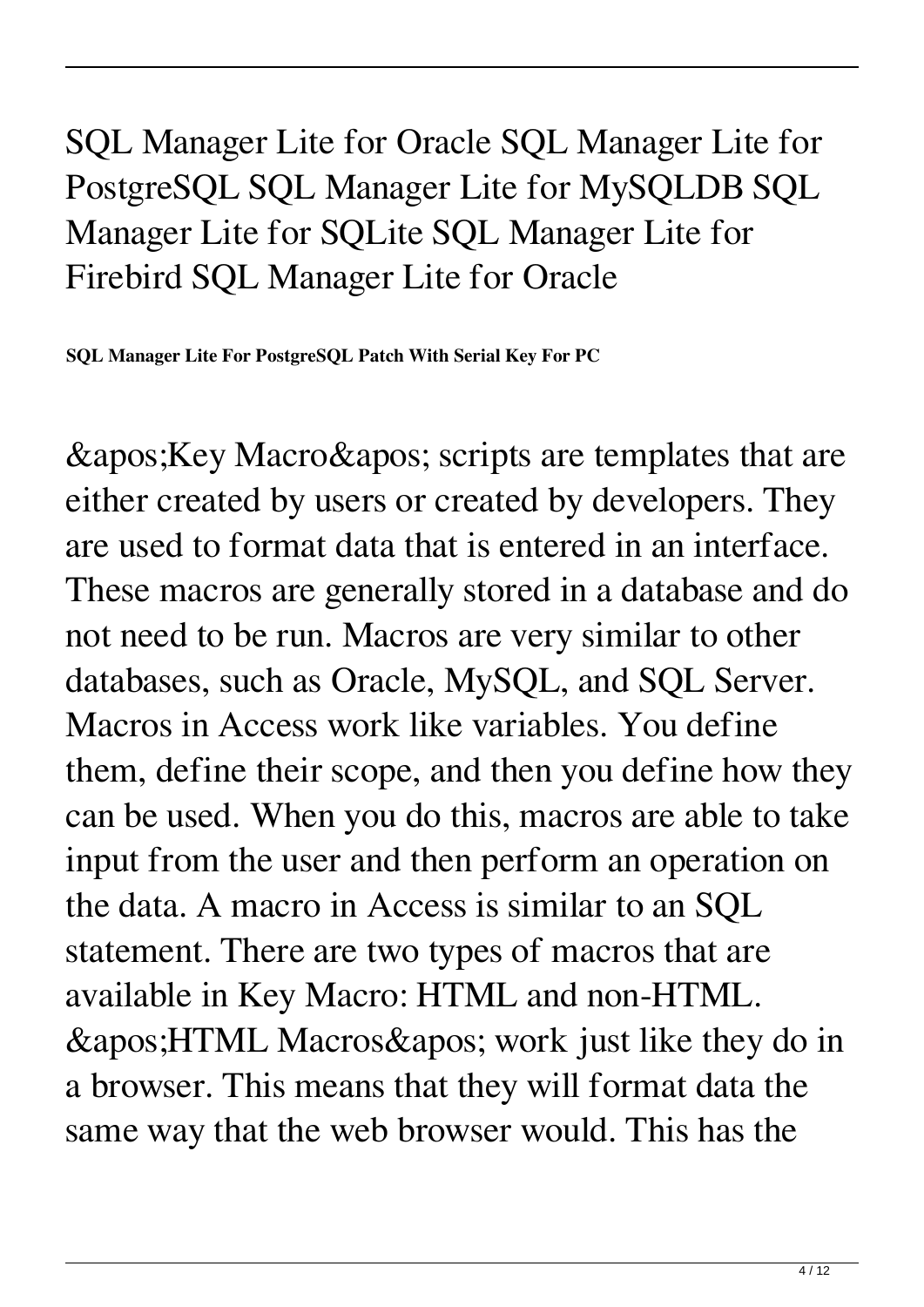SQL Manager Lite for Oracle SQL Manager Lite for PostgreSQL SQL Manager Lite for MySQLDB SQL Manager Lite for SQLite SQL Manager Lite for Firebird SQL Manager Lite for Oracle

**SQL Manager Lite For PostgreSQL Patch With Serial Key For PC**

&apos;Key Macro&apos; scripts are templates that are either created by users or created by developers. They are used to format data that is entered in an interface. These macros are generally stored in a database and do not need to be run. Macros are very similar to other databases, such as Oracle, MySQL, and SQL Server. Macros in Access work like variables. You define them, define their scope, and then you define how they can be used. When you do this, macros are able to take input from the user and then perform an operation on the data. A macro in Access is similar to an SQL statement. There are two types of macros that are available in Key Macro: HTML and non-HTML. &apos;HTML Macros&apos; work just like they do in a browser. This means that they will format data the same way that the web browser would. This has the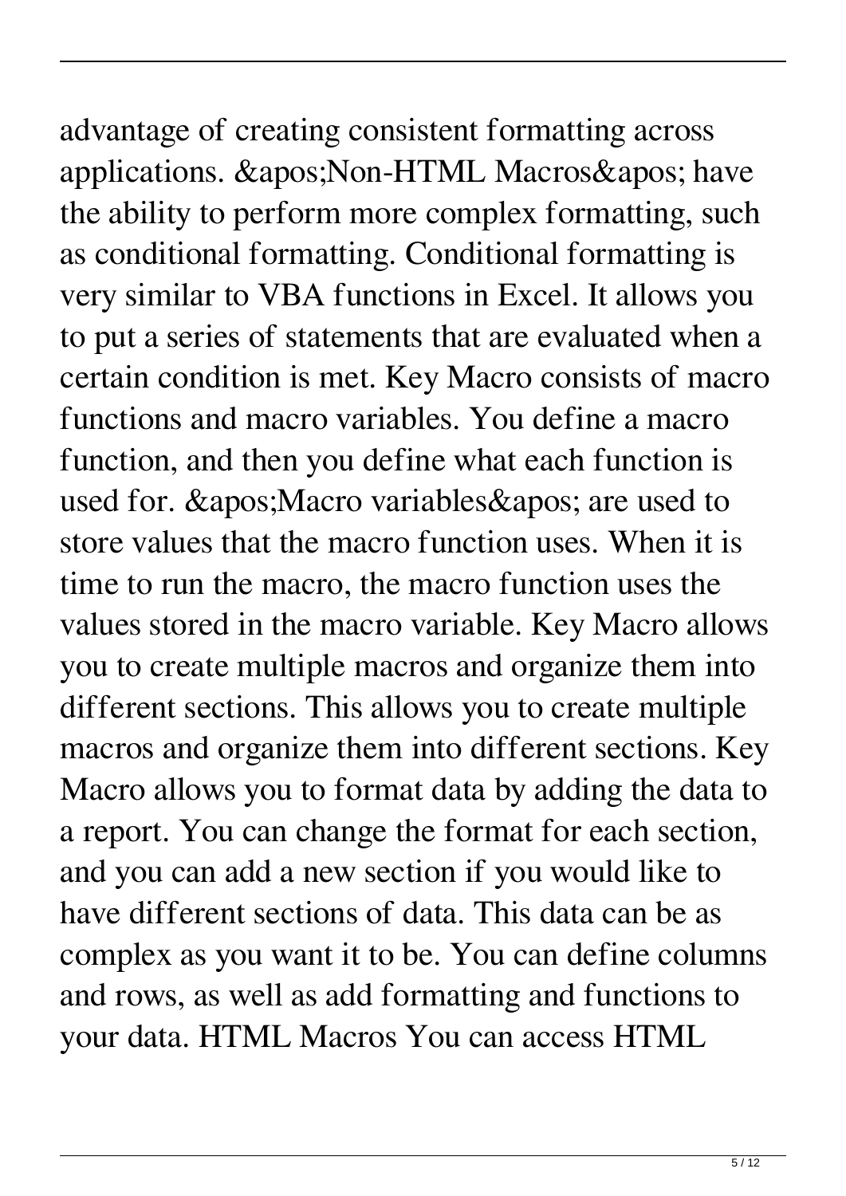advantage of creating consistent formatting across applications. &apos;Non-HTML Macros&apos; have the ability to perform more complex formatting, such as conditional formatting. Conditional formatting is very similar to VBA functions in Excel. It allows you to put a series of statements that are evaluated when a certain condition is met. Key Macro consists of macro functions and macro variables. You define a macro function, and then you define what each function is used for. &apos;Macro variables&apos; are used to store values that the macro function uses. When it is time to run the macro, the macro function uses the values stored in the macro variable. Key Macro allows you to create multiple macros and organize them into different sections. This allows you to create multiple macros and organize them into different sections. Key Macro allows you to format data by adding the data to a report. You can change the format for each section, and you can add a new section if you would like to have different sections of data. This data can be as complex as you want it to be. You can define columns and rows, as well as add formatting and functions to your data. HTML Macros You can access HTML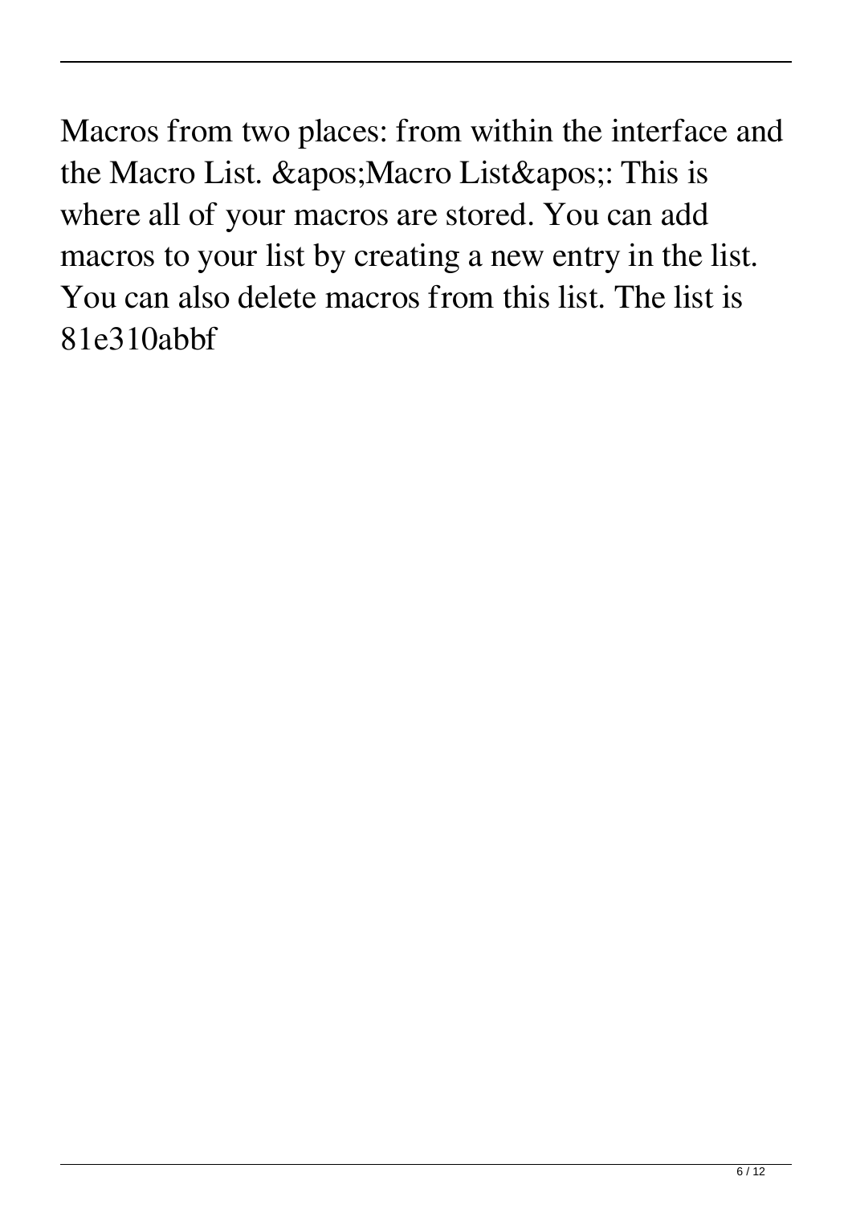Macros from two places: from within the interface and the Macro List. &apos;Macro List&apos;: This is where all of your macros are stored. You can add macros to your list by creating a new entry in the list. You can also delete macros from this list. The list is 81e310abbf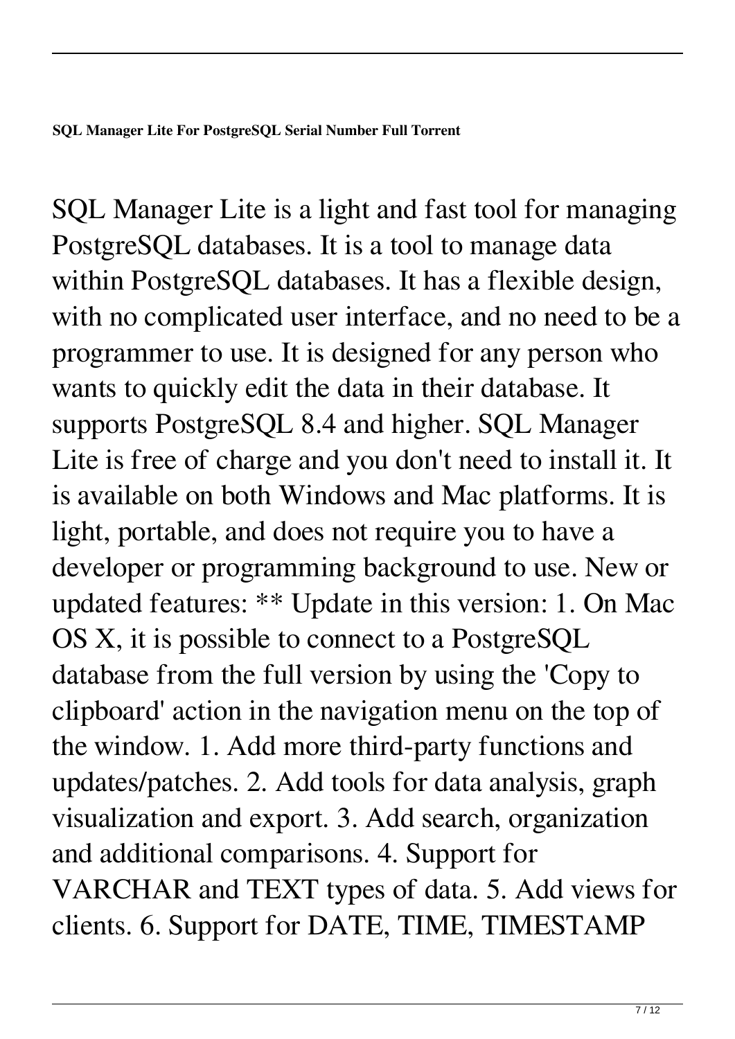**SQL Manager Lite For PostgreSQL Serial Number Full Torrent**

SQL Manager Lite is a light and fast tool for managing PostgreSQL databases. It is a tool to manage data within PostgreSQL databases. It has a flexible design, with no complicated user interface, and no need to be a programmer to use. It is designed for any person who wants to quickly edit the data in their database. It supports PostgreSQL 8.4 and higher. SQL Manager Lite is free of charge and you don't need to install it. It is available on both Windows and Mac platforms. It is light, portable, and does not require you to have a developer or programming background to use. New or updated features: ** Update in this version: 1. On Mac OS X, it is possible to connect to a PostgreSQL database from the full version by using the 'Copy to clipboard' action in the navigation menu on the top of the window. 1. Add more third-party functions and updates/patches. 2. Add tools for data analysis, graph visualization and export. 3. Add search, organization and additional comparisons. 4. Support for VARCHAR and TEXT types of data. 5. Add views for clients. 6. Support for DATE, TIME, TIMESTAMP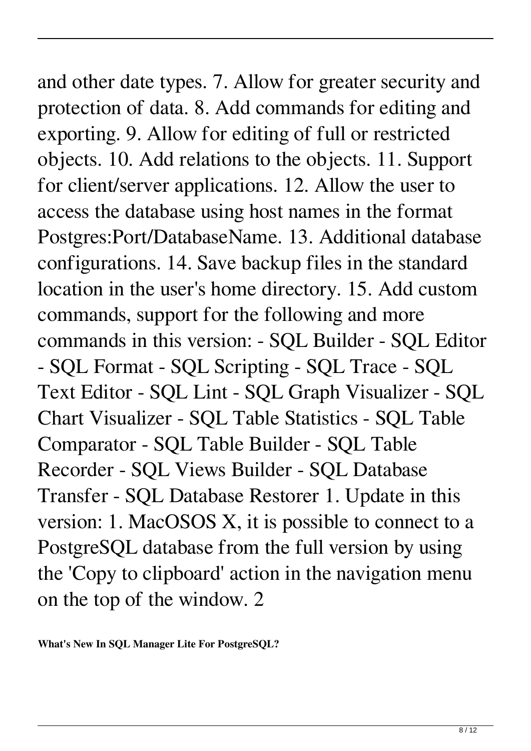and other date types. 7. Allow for greater security and protection of data. 8. Add commands for editing and exporting. 9. Allow for editing of full or restricted objects. 10. Add relations to the objects. 11. Support for client/server applications. 12. Allow the user to access the database using host names in the format Postgres:Port/DatabaseName. 13. Additional database configurations. 14. Save backup files in the standard location in the user's home directory. 15. Add custom commands, support for the following and more commands in this version: - SQL Builder - SQL Editor - SQL Format - SQL Scripting - SQL Trace - SQL Text Editor - SQL Lint - SQL Graph Visualizer - SQL Chart Visualizer - SQL Table Statistics - SQL Table Comparator - SQL Table Builder - SQL Table Recorder - SQL Views Builder - SQL Database Transfer - SQL Database Restorer 1. Update in this version: 1. MacOSOS X, it is possible to connect to a PostgreSQL database from the full version by using the 'Copy to clipboard' action in the navigation menu on the top of the window. 2

**What's New In SQL Manager Lite For PostgreSQL?**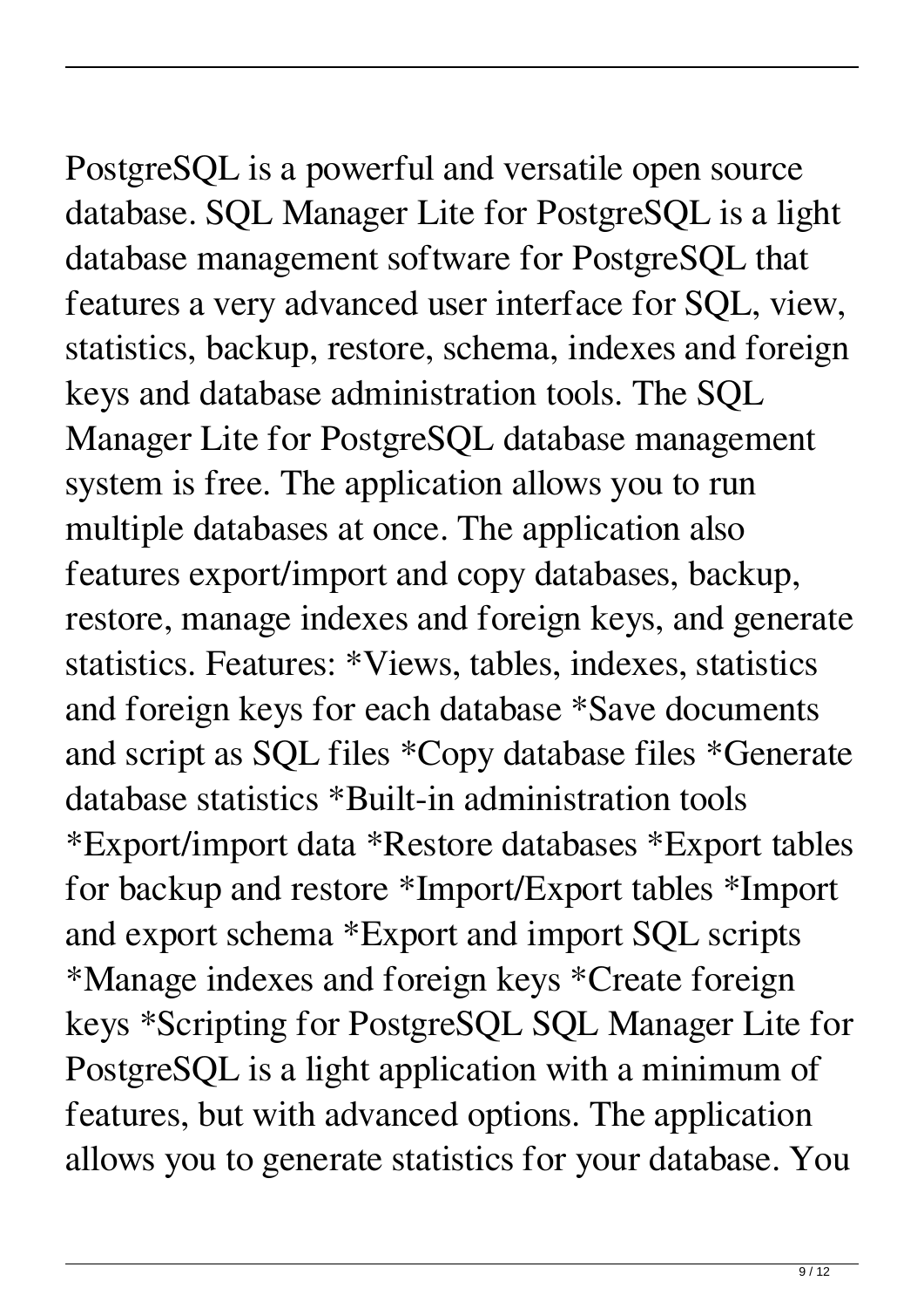PostgreSQL is a powerful and versatile open source database. SQL Manager Lite for PostgreSQL is a light database management software for PostgreSQL that features a very advanced user interface for SQL, view, statistics, backup, restore, schema, indexes and foreign keys and database administration tools. The SQL Manager Lite for PostgreSQL database management system is free. The application allows you to run multiple databases at once. The application also features export/import and copy databases, backup, restore, manage indexes and foreign keys, and generate statistics. Features: *Views, tables, indexes, statistics and foreign keys for each database *Save documents and script as SQL files *Copy database files *Generate database statistics *Built-in administration tools *Export/import data *Restore databases *Export tables for backup and restore *Import/Export tables *Import and export schema *Export and import SQL scripts *Manage indexes and foreign keys *Create foreign keys *Scripting for PostgreSQL SQL Manager Lite for PostgreSQL is a light application with a minimum of features, but with advanced options. The application allows you to generate statistics for your database. You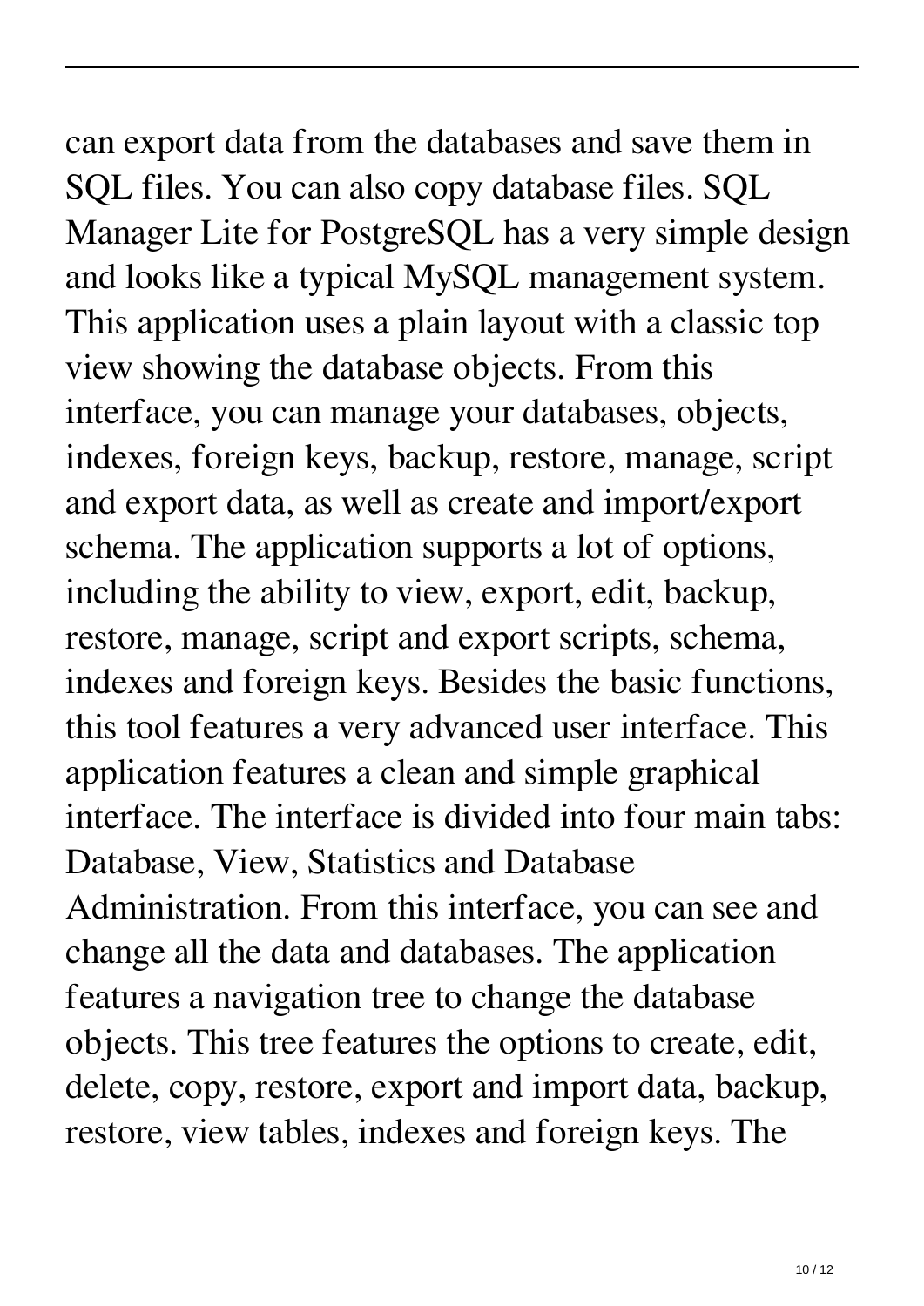can export data from the databases and save them in SQL files. You can also copy database files. SQL Manager Lite for PostgreSQL has a very simple design and looks like a typical MySQL management system. This application uses a plain layout with a classic top view showing the database objects. From this interface, you can manage your databases, objects, indexes, foreign keys, backup, restore, manage, script and export data, as well as create and import/export schema. The application supports a lot of options, including the ability to view, export, edit, backup, restore, manage, script and export scripts, schema, indexes and foreign keys. Besides the basic functions, this tool features a very advanced user interface. This application features a clean and simple graphical interface. The interface is divided into four main tabs: Database, View, Statistics and Database Administration. From this interface, you can see and change all the data and databases. The application features a navigation tree to change the database objects. This tree features the options to create, edit, delete, copy, restore, export and import data, backup, restore, view tables, indexes and foreign keys. The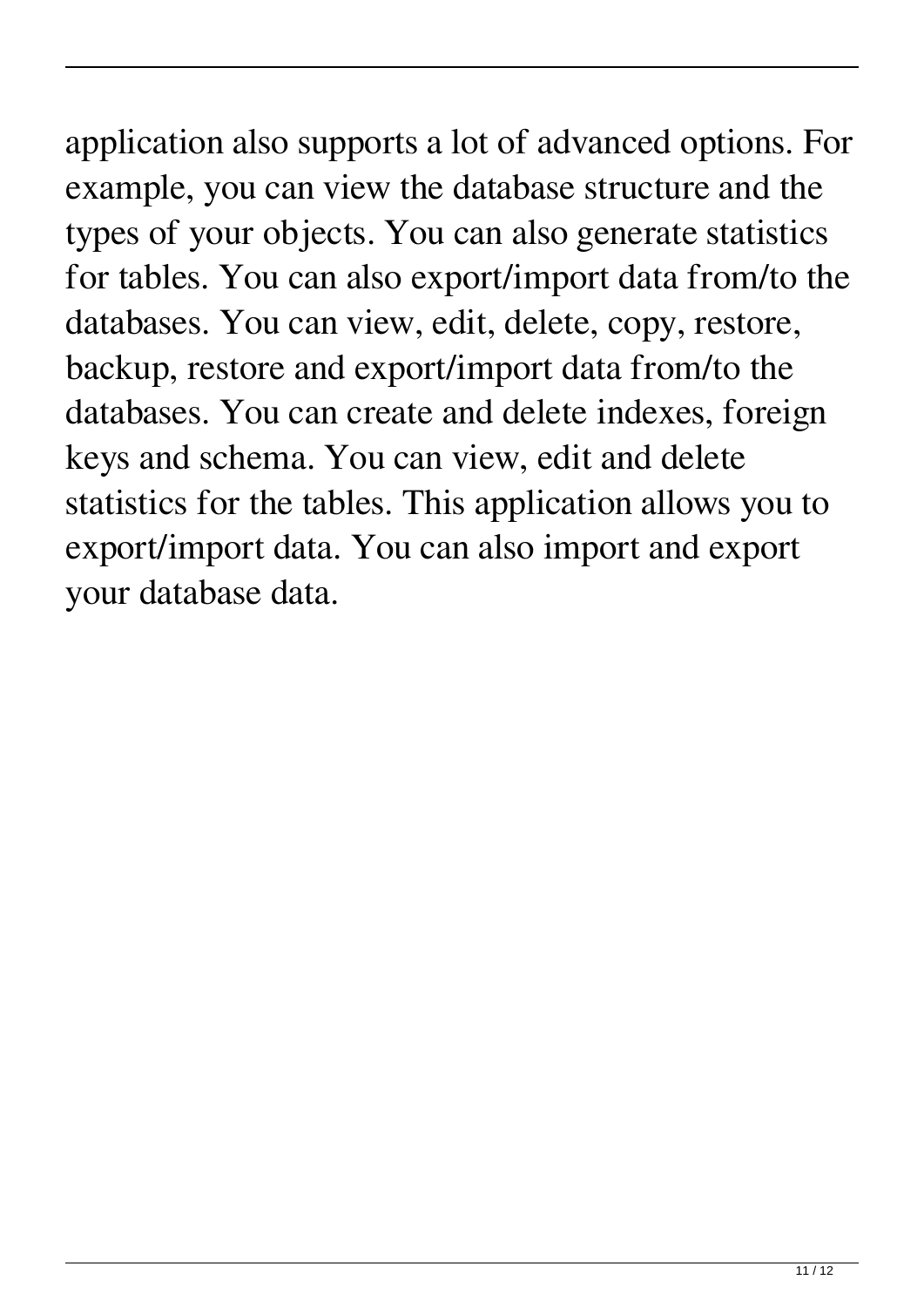application also supports a lot of advanced options. For example, you can view the database structure and the types of your objects. You can also generate statistics for tables. You can also export/import data from/to the databases. You can view, edit, delete, copy, restore, backup, restore and export/import data from/to the databases. You can create and delete indexes, foreign keys and schema. You can view, edit and delete statistics for the tables. This application allows you to export/import data. You can also import and export your database data.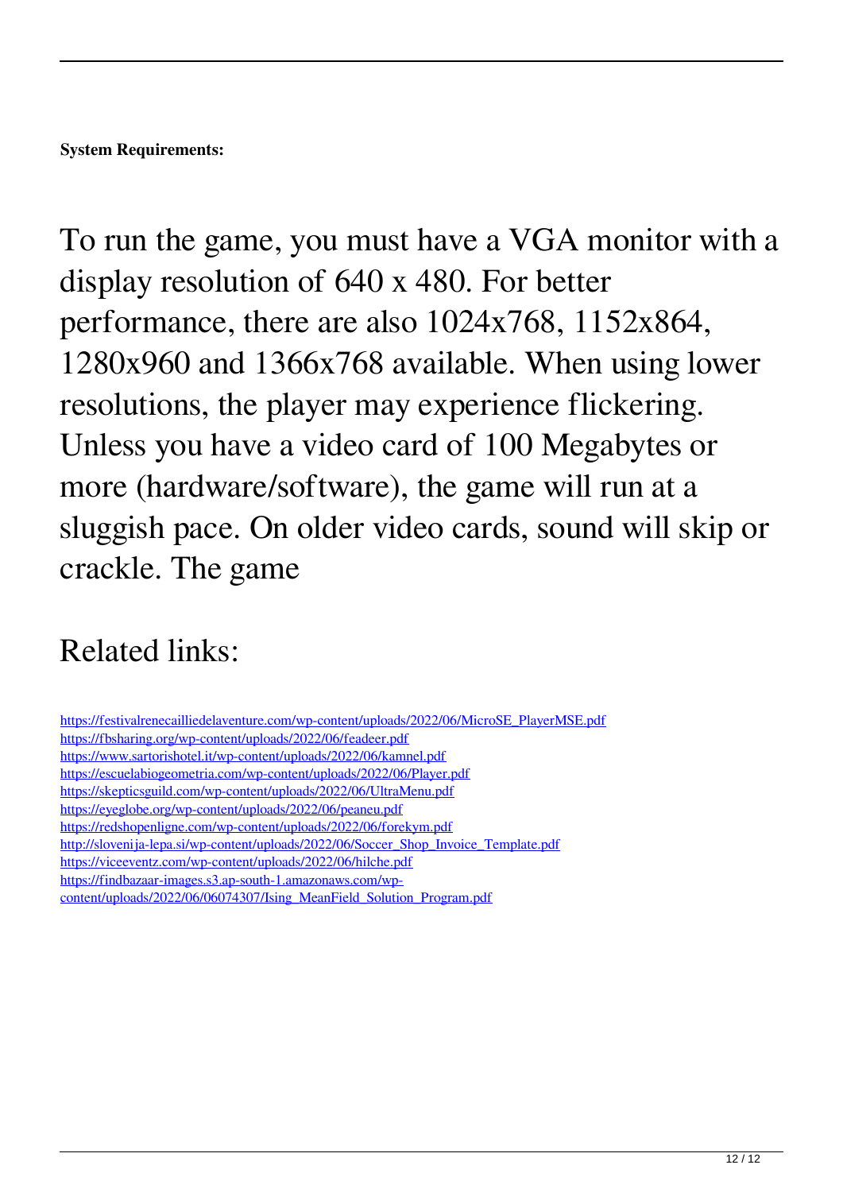**System Requirements:**

To run the game, you must have a VGA monitor with a display resolution of 640 x 480. For better performance, there are also 1024x768, 1152x864, 1280x960 and 1366x768 available. When using lower resolutions, the player may experience flickering. Unless you have a video card of 100 Megabytes or more (hardware/software), the game will run at a sluggish pace. On older video cards, sound will skip or crackle. The game

Related links:

https://festivalrenecailliedelaventure.com/wp-content/uploads/2022/06/MicroSE_PlayerMSE.pdf
https://fbsharing.org/wp-content/uploads/2022/06/feadeer.pdf
https://www.sartorishotel.it/wp-content/uploads/2022/06/kamnel.pdf
https://escuelabiogeometria.com/wp-content/uploads/2022/06/Player.pdf
https://skepticsguild.com/wp-content/uploads/2022/06/UltraMenu.pdf
https://eyeglobe.org/wp-content/uploads/2022/06/peaneu.pdf
https://redshopenligne.com/wp-content/uploads/2022/06/forekym.pdf
http://slovenija-lepa.si/wp-content/uploads/2022/06/Soccer_Shop_Invoice_Template.pdf
https://viceeventz.com/wp-content/uploads/2022/06/hilche.pdf
https://findbazaar-images.s3.ap-south-1.amazonaws.com/wp-content/uploads/2022/06/06074307/Ising_MeanField_Solution_Program.pdf